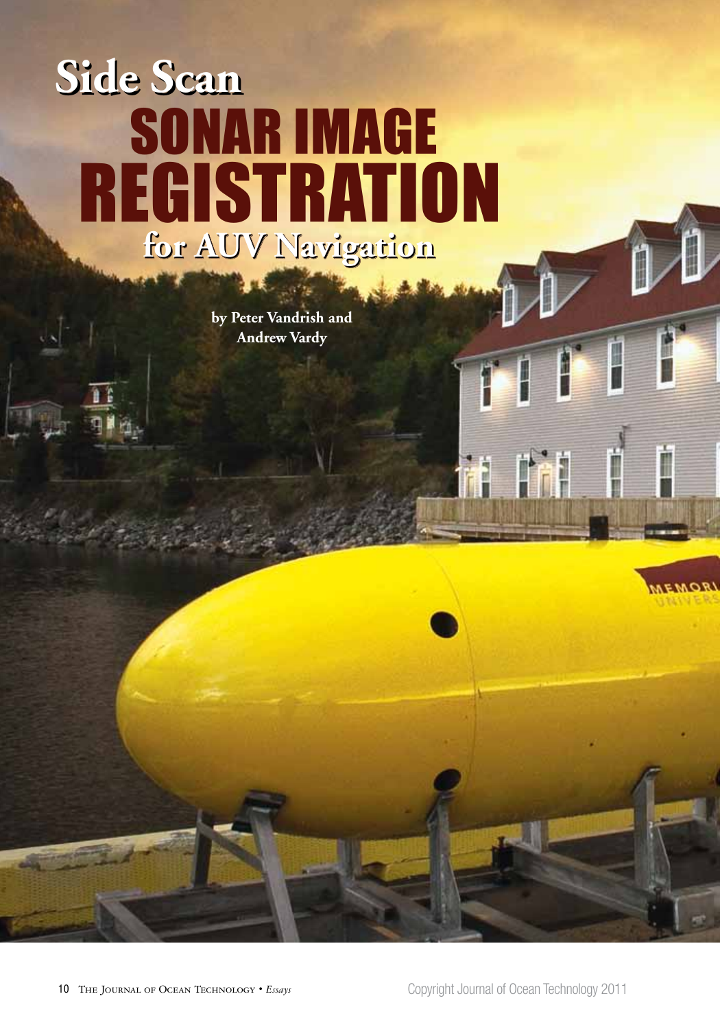# Side Scan SONAR IMAGE REGISTRATION for AUV Navigation

by Peter Vandrish and Andrew Vardy

Copyright Journal of Ocean Technology 2011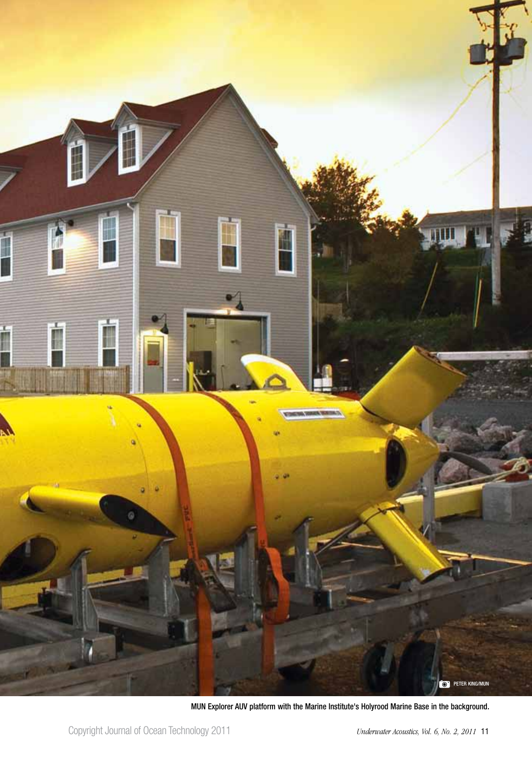MUN Explorer AUV platform with the Marine Institute's Holyrood Marine Base in the background.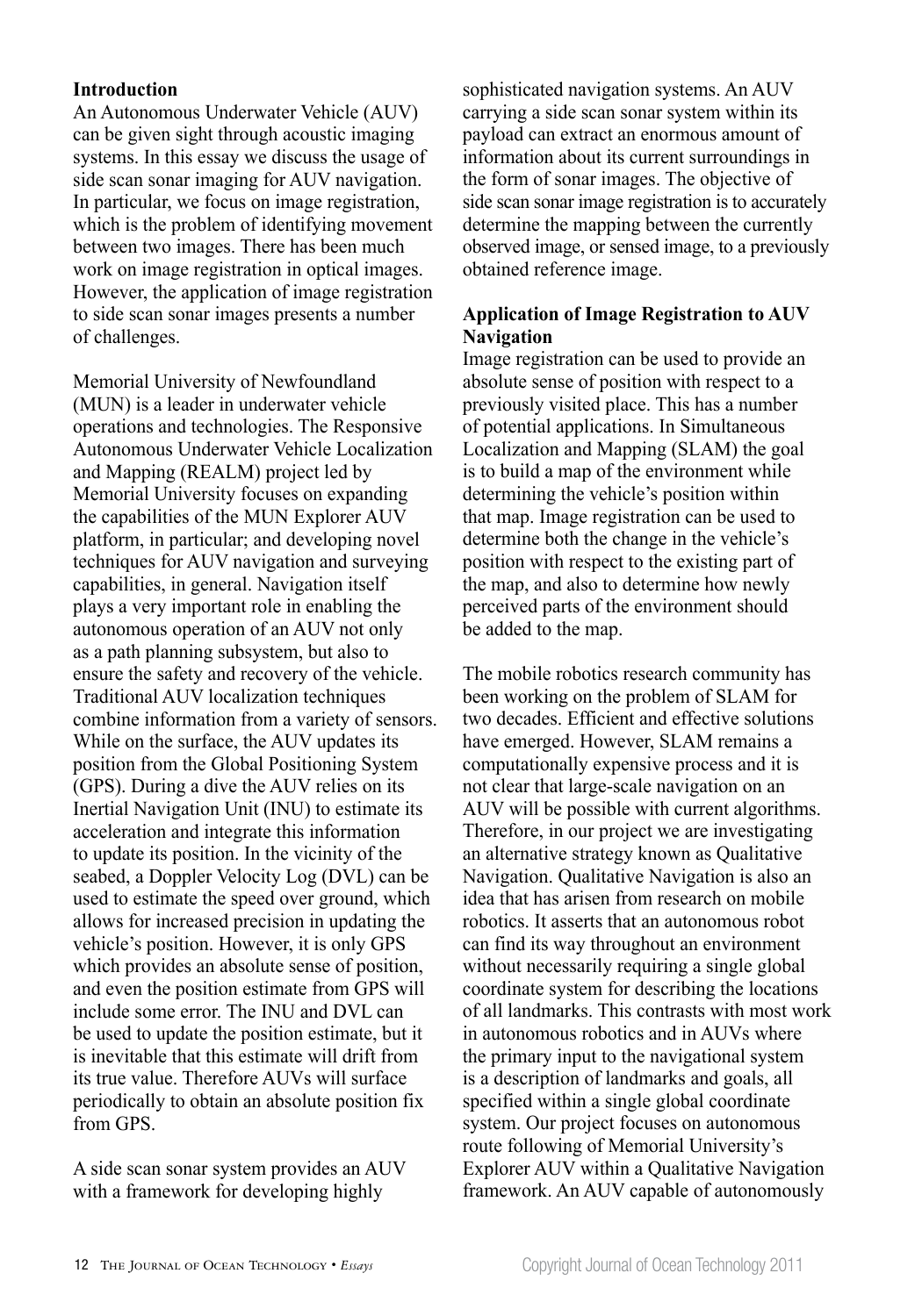## Introduction

An Autonomous Underwater Vehicle (AUV) can be given sight through acoustic imaging systems. In this essay we discuss the usage of side scan sonar imaging for AUV navigation. In particular, we focus on image registration, which is the problem of identifying movement between two images. There has been much work on image registration in optical images. However, the application of image registration to side scan sonar images presents a number of challenges.

Memorial University of Newfoundland (MUN) is a leader in underwater vehicle operations and technologies. The Responsive Autonomous Underwater Vehicle Localization and Mapping (REALM) project led by Memorial University focuses on expanding the capabilities of the MUN Explorer AUV platform, in particular; and developing novel techniques for AUV navigation and surveying capabilities, in general. Navigation itself plays a very important role in enabling the autonomous operation of an AUV not only as a path planning subsystem, but also to ensure the safety and recovery of the vehicle. Traditional AUV localization techniques combine information from a variety of sensors. While on the surface, the AUV updates its position from the Global Positioning System (GPS). During a dive the AUV relies on its Inertial Navigation Unit (INU) to estimate its acceleration and integrate this information to update its position. In the vicinity of the seabed, a Doppler Velocity Log (DVL) can be used to estimate the speed over ground, which allows for increased precision in updating the vehicle's position. However, it is only GPS which provides an absolute sense of position, and even the position estimate from GPS will include some error. The INU and DVL can be used to update the position estimate, but it is inevitable that this estimate will drift from its true value. Therefore AUVs will surface periodically to obtain an absolute position fix from GPS.

A side scan sonar system provides an AUV with a framework for developing highly sophisticated navigation systems. An AUV carrying a side scan sonar system within its payload can extract an enormous amount of information about its current surroundings in the form of sonar images. The objective of side scan sonar image registration is to accurately determine the mapping between the currently observed image, or sensed image, to a previously obtained reference image.

## Application of Image Registration to AUV Navigation

Image registration can be used to provide an absolute sense of position with respect to a previously visited place. This has a number of potential applications. In Simultaneous Localization and Mapping (SLAM) the goal is to build a map of the environment while determining the vehicle's position within that map. Image registration can be used to determine both the change in the vehicle's position with respect to the existing part of the map, and also to determine how newly perceived parts of the environment should be added to the map.

The mobile robotics research community has been working on the problem of SLAM for two decades. Efficient and effective solutions have emerged. However, SLAM remains a computationally expensive process and it is not clear that large-scale navigation on an AUV will be possible with current algorithms. Therefore, in our project we are investigating an alternative strategy known as Qualitative Navigation. Qualitative Navigation is also an idea that has arisen from research on mobile robotics. It asserts that an autonomous robot can find its way throughout an environment without necessarily requiring a single global coordinate system for describing the locations of all landmarks. This contrasts with most work in autonomous robotics and in AUVs where the primary input to the navigational system is a description of landmarks and goals, all specified within a single global coordinate system. Our project focuses on autonomous route following of Memorial University's Explorer AUV within a Qualitative Navigation framework. An AUV capable of autonomously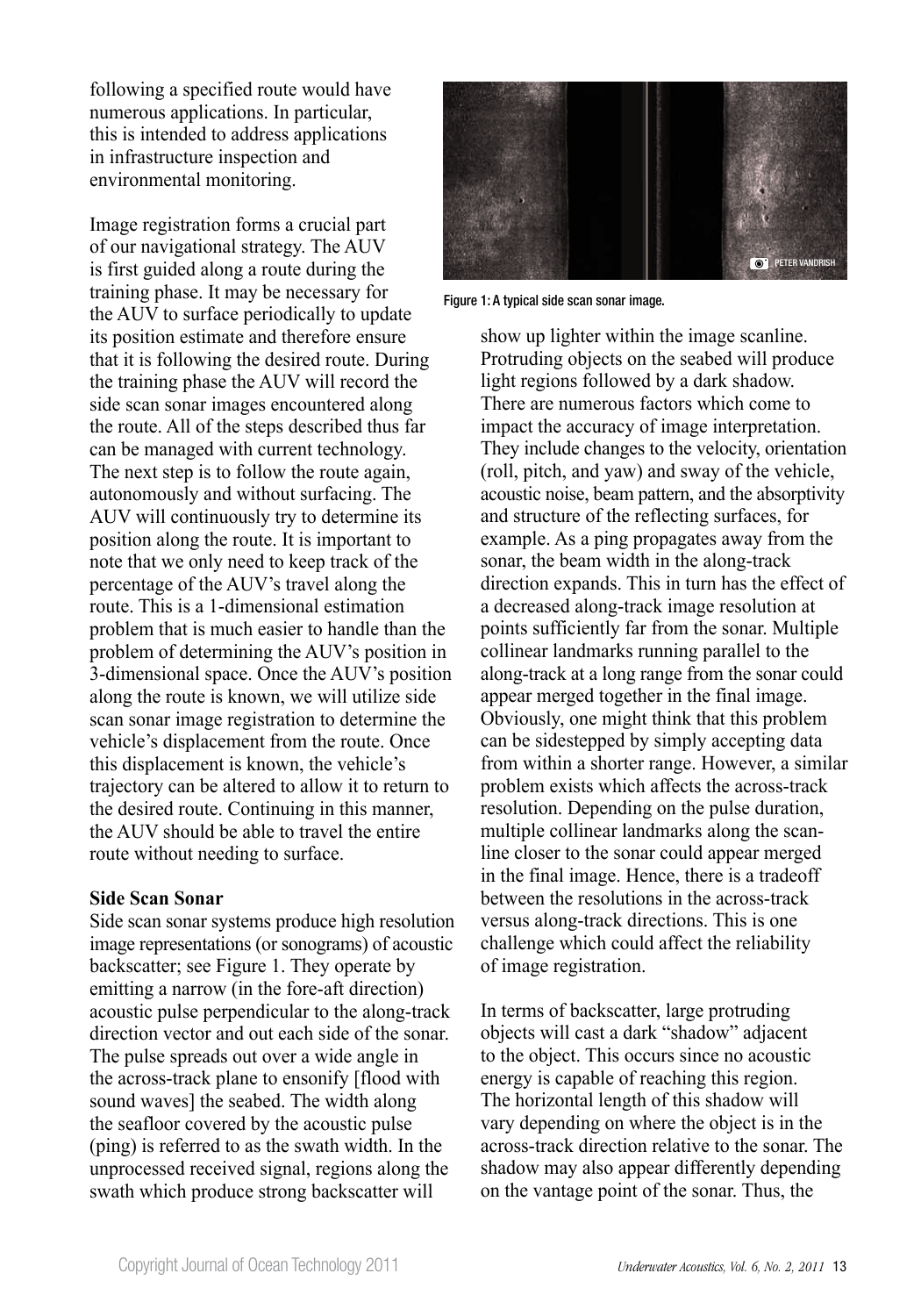following a specified route would have numerous applications. In particular, this is intended to address applications in infrastructure inspection and environmental monitoring.

Image registration forms a crucial part of our navigational strategy. The AUV is first guided along a route during the training phase. It may be necessary for the AUV to surface periodically to update its position estimate and therefore ensure that it is following the desired route. During the training phase the AUV will record the side scan sonar images encountered along the route. All of the steps described thus far can be managed with current technology. The next step is to follow the route again, autonomously and without surfacing. The AUV will continuously try to determine its position along the route. It is important to note that we only need to keep track of the percentage of the AUV's travel along the route. This is a 1-dimensional estimation problem that is much easier to handle than the problem of determining the AUV's position in 3-dimensional space. Once the AUV's position along the route is known, we will utilize side scan sonar image registration to determine the vehicle's displacement from the route. Once this displacement is known, the vehicle's trajectory can be altered to allow it to return to the desired route. Continuing in this manner, the AUV should be able to travel the entire route without needing to surface.

### Side Scan Sonar

Side scan sonar systems produce high resolution image representations (or sonograms) of acoustic backscatter; see Figure 1. They operate by emitting a narrow (in the fore-aft direction) acoustic pulse perpendicular to the along-track direction vector and out each side of the sonar. The pulse spreads out over a wide angle in the across-track plane to ensonify [flood with sound waves] the seabed. The width along the seafloor covered by the acoustic pulse (ping) is referred to as the swath width. In the unprocessed received signal, regions along the swath which produce strong backscatter will show up lighter within the image scanline. Protruding objects on the seabed will produce light regions followed by a dark shadow. There are numerous factors which come to impact the accuracy of image interpretation. They include changes to the velocity, orientation (roll, pitch, and yaw) and sway of the vehicle, acoustic noise, beam pattern, and the absorptivity and structure of the reflecting surfaces, for example. As a ping propagates away from the sonar, the beam width in the along-track direction expands. This in turn has the effect of a decreased along-track image resolution at points sufficiently far from the sonar. Multiple collinear landmarks running parallel to the along-track at a long range from the sonar could appear merged together in the final image. Obviously, one might think that this problem can be sidestepped by simply accepting data from within a shorter range. However, a similar problem exists which affects the across-track resolution. Depending on the pulse duration, multiple collinear landmarks along the scan-line closer to the sonar could appear merged in the final image. Hence, there is a tradeoff between the resolutions in the across-track versus along-track directions. This is one challenge which could affect the reliability of image registration.

PETER VANDRISH

Figure 1: A typical side scan sonar image.

In terms of backscatter, large protruding objects will cast a dark "shadow" adjacent to the object. This occurs since no acoustic energy is capable of reaching this region. The horizontal length of this shadow will vary depending on where the object is in the across-track direction relative to the sonar. The shadow may also appear differently depending on the vantage point of the sonar. Thus, the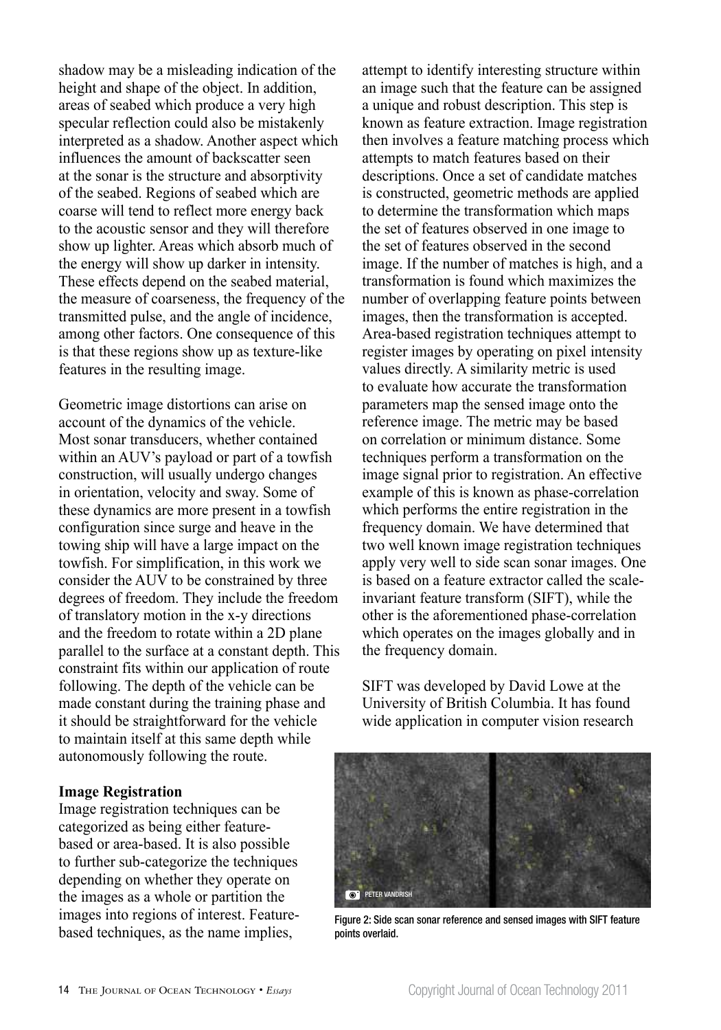shadow may be a misleading indication of the height and shape of the object. In addition, areas of seabed which produce a very high specular reflection could also be mistakenly interpreted as a shadow. Another aspect which influences the amount of backscatter seen at the sonar is the structure and absorptivity of the seabed. Regions of seabed which are coarse will tend to reflect more energy back to the acoustic sensor and they will therefore show up lighter. Areas which absorb much of the energy will show up darker in intensity. These effects depend on the seabed material, the measure of coarseness, the frequency of the transmitted pulse, and the angle of incidence, among other factors. One consequence of this is that these regions show up as texture-like features in the resulting image.

Geometric image distortions can arise on account of the dynamics of the vehicle. Most sonar transducers, whether contained within an AUV's payload or part of a towfish construction, will usually undergo changes in orientation, velocity and sway. Some of these dynamics are more present in a towfish configuration since surge and heave in the towing ship will have a large impact on the towfish. For simplification, in this work we consider the AUV to be constrained by three degrees of freedom. They include the freedom of translatory motion in the x-y directions and the freedom to rotate within a 2D plane parallel to the surface at a constant depth. This constraint fits within our application of route following. The depth of the vehicle can be made constant during the training phase and it should be straightforward for the vehicle to maintain itself at this same depth while autonomously following the route.

**Image Registration**

Image registration techniques can be categorized as being either feature-based or area-based. It is also possible to further sub-categorize the techniques depending on whether they operate on the images as a whole or partition the images into regions of interest. Feature-based techniques, as the name implies, attempt to identify interesting structure within an image such that the feature can be assigned a unique and robust description. This step is known as feature extraction. Image registration then involves a feature matching process which attempts to match features based on their descriptions. Once a set of candidate matches is constructed, geometric methods are applied to determine the transformation which maps the set of features observed in one image to the set of features observed in the second image. If the number of matches is high, and a transformation is found which maximizes the number of overlapping feature points between images, then the transformation is accepted. Area-based registration techniques attempt to register images by operating on pixel intensity values directly. A similarity metric is used to evaluate how accurate the transformation parameters map the sensed image onto the reference image. The metric may be based on correlation or minimum distance. Some techniques perform a transformation on the image signal prior to registration. An effective example of this is known as phase-correlation which performs the entire registration in the frequency domain. We have determined that two well known image registration techniques apply very well to side scan sonar images. One is based on a feature extractor called the scale-invariant feature transform (SIFT), while the other is the aforementioned phase-correlation which operates on the images globally and in the frequency domain.

SIFT was developed by David Lowe at the University of British Columbia. It has found wide application in computer vision research

PETER VANDRISH

Figure 2: Side scan sonar reference and sensed images with SIFT feature points overlaid.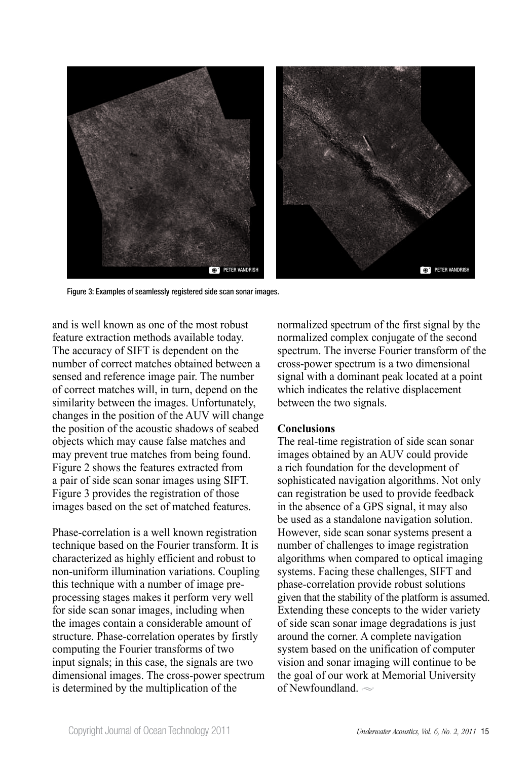Figure 3: Examples of seamlessly registered side scan sonar images.

and is well known as one of the most robust feature extraction methods available today. The accuracy of SIFT is dependent on the number of correct matches obtained between a sensed and reference image pair. The number of correct matches will, in turn, depend on the similarity between the images. Unfortunately, changes in the position of the AUV will change the position of the acoustic shadows of seabed objects which may cause false matches and may prevent true matches from being found. Figure 2 shows the features extracted from a pair of side scan sonar images using SIFT. Figure 3 provides the registration of those images based on the set of matched features.

Phase-correlation is a well known registration technique based on the Fourier transform. It is characterized as highly efficient and robust to non-uniform illumination variations. Coupling this technique with a number of image pre-processing stages makes it perform very well for side scan sonar images, including when the images contain a considerable amount of structure. Phase-correlation operates by firstly computing the Fourier transforms of two input signals; in this case, the signals are two dimensional images. The cross-power spectrum is determined by the multiplication of the normalized spectrum of the first signal by the normalized complex conjugate of the second spectrum. The inverse Fourier transform of the cross-power spectrum is a two dimensional signal with a dominant peak located at a point which indicates the relative displacement between the two signals.

**Conclusions**

The real-time registration of side scan sonar images obtained by an AUV could provide a rich foundation for the development of sophisticated navigation algorithms. Not only can registration be used to provide feedback in the absence of a GPS signal, it may also be used as a standalone navigation solution. However, side scan sonar systems present a number of challenges to image registration algorithms when compared to optical imaging systems. Facing these challenges, SIFT and phase-correlation provide robust solutions given that the stability of the platform is assumed. Extending these concepts to the wider variety of side scan sonar image degradations is just around the corner. A complete navigation system based on the unification of computer vision and sonar imaging will continue to be the goal of our work at Memorial University of Newfoundland.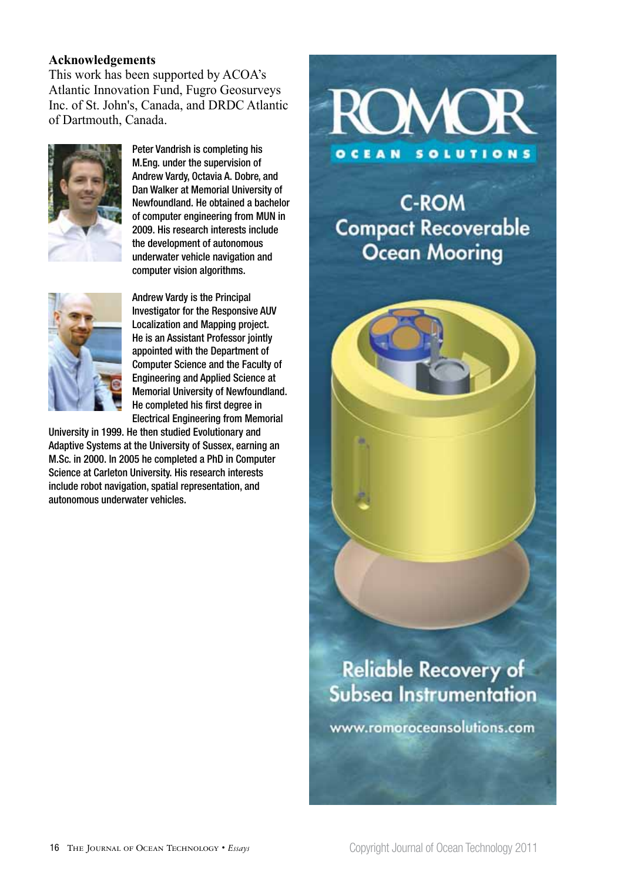## Acknowledgements

This work has been supported by ACOA's Atlantic Innovation Fund, Fugro Geosurveys Inc. of St. John's, Canada, and DRDC Atlantic of Dartmouth, Canada.

Peter Vandrish is completing his M.Eng. under the supervision of Andrew Vardy, Octavia A. Dobre, and Dan Walker at Memorial University of Newfoundland. He obtained a bachelor of computer engineering from MUN in 2009. His research interests include the development of autonomous underwater vehicle navigation and computer vision algorithms.

Andrew Vardy is the Principal Investigator for the Responsive AUV Localization and Mapping project. He is an Assistant Professor jointly appointed with the Department of Computer Science and the Faculty of Engineering and Applied Science at Memorial University of Newfoundland. He completed his first degree in Electrical Engineering from Memorial University in 1999. He then studied Evolutionary and Adaptive Systems at the University of Sussex, earning an M.Sc. in 2000. In 2005 he completed a PhD in Computer Science at Carleton University. His research interests include robot navigation, spatial representation, and autonomous underwater vehicles.

ROMOR OCEAN SOLUTIONS

C-ROM
Compact Recoverable
Ocean Mooring

Reliable Recovery of
Subsea Instrumentation

www.romoroceansolutions.com